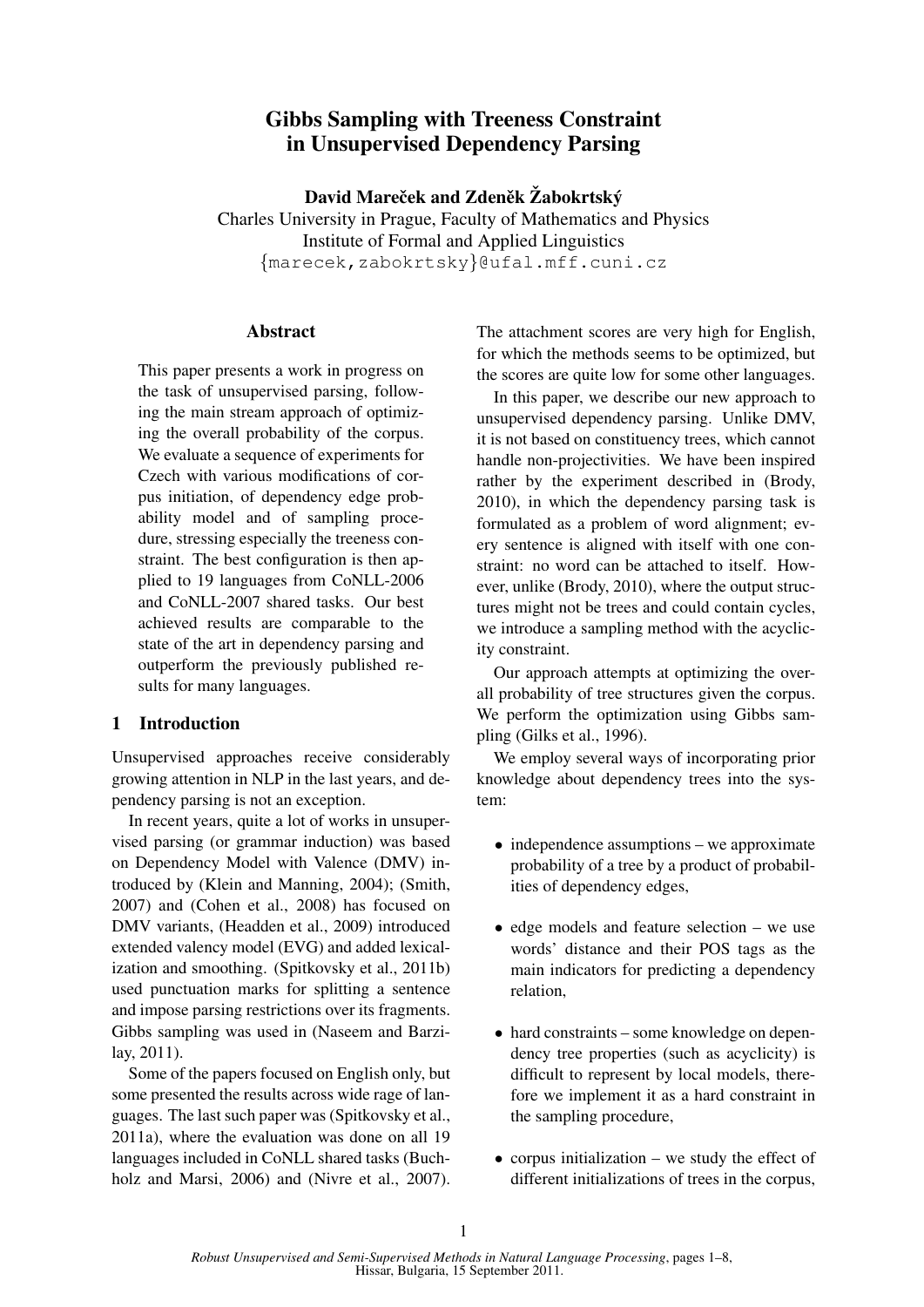# Gibbs Sampling with Treeness Constraint in Unsupervised Dependency Parsing

**David Mareček and Zdeněk Žabokrtský**

Charles University in Prague, Faculty of Mathematics and Physics
Institute of Formal and Applied Linguistics
{marecek,zabokrtsky}@ufal.mff.cuni.cz

## Abstract

This paper presents a work in progress on the task of unsupervised parsing, following the main stream approach of optimizing the overall probability of the corpus. We evaluate a sequence of experiments for Czech with various modifications of corpus initiation, of dependency edge probability model and of sampling procedure, stressing especially the treeness constraint. The best configuration is then applied to 19 languages from CoNLL-2006 and CoNLL-2007 shared tasks. Our best achieved results are comparable to the state of the art in dependency parsing and outperform the previously published results for many languages.

## 1 Introduction

Unsupervised approaches receive considerably growing attention in NLP in the last years, and dependency parsing is not an exception.

In recent years, quite a lot of works in unsupervised parsing (or grammar induction) was based on Dependency Model with Valence (DMV) introduced by (Klein and Manning, 2004); (Smith, 2007) and (Cohen et al., 2008) has focused on DMV variants, (Headden et al., 2009) introduced extended valency model (EVG) and added lexicalization and smoothing. (Spitkovsky et al., 2011b) used punctuation marks for splitting a sentence and impose parsing restrictions over its fragments. Gibbs sampling was used in (Naseem and Barzilay, 2011).

Some of the papers focused on English only, but some presented the results across wide rage of languages. The last such paper was (Spitkovsky et al., 2011a), where the evaluation was done on all 19 languages included in CoNLL shared tasks (Buchholz and Marsi, 2006) and (Nivre et al., 2007). The attachment scores are very high for English, for which the methods seems to be optimized, but the scores are quite low for some other languages.

In this paper, we describe our new approach to unsupervised dependency parsing. Unlike DMV, it is not based on constituency trees, which cannot handle non-projectivities. We have been inspired rather by the experiment described in (Brody, 2010), in which the dependency parsing task is formulated as a problem of word alignment; every sentence is aligned with itself with one constraint: no word can be attached to itself. However, unlike (Brody, 2010), where the output structures might not be trees and could contain cycles, we introduce a sampling method with the acyclicity constraint.

Our approach attempts at optimizing the overall probability of tree structures given the corpus. We perform the optimization using Gibbs sampling (Gilks et al., 1996).

We employ several ways of incorporating prior knowledge about dependency trees into the system:

- independence assumptions – we approximate probability of a tree by a product of probabilities of dependency edges,
- edge models and feature selection – we use words' distance and their POS tags as the main indicators for predicting a dependency relation,
- hard constraints – some knowledge on dependency tree properties (such as acyclicity) is difficult to represent by local models, therefore we implement it as a hard constraint in the sampling procedure,
- corpus initialization – we study the effect of different initializations of trees in the corpus,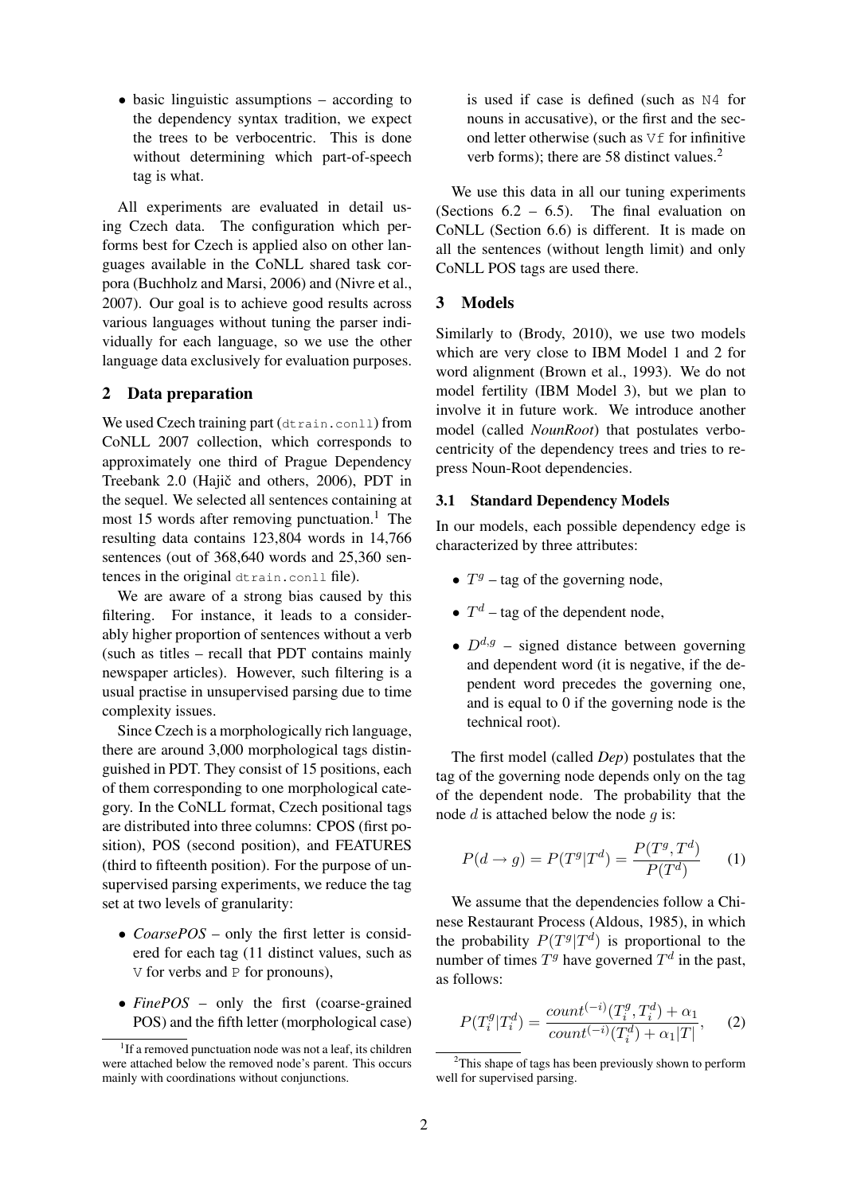- basic linguistic assumptions – according to the dependency syntax tradition, we expect the trees to be verbocentric. This is done without determining which part-of-speech tag is what.

All experiments are evaluated in detail using Czech data. The configuration which performs best for Czech is applied also on other languages available in the CoNLL shared task corpora (Buchholz and Marsi, 2006) and (Nivre et al., 2007). Our goal is to achieve good results across various languages without tuning the parser individually for each language, so we use the other language data exclusively for evaluation purposes.

## 2 Data preparation

We used Czech training part (`dtrain.conll`) from CoNLL 2007 collection, which corresponds to approximately one third of Prague Dependency Treebank 2.0 (Hajič and others, 2006), PDT in the sequel. We selected all sentences containing at most 15 words after removing punctuation.[1] The resulting data contains 123,804 words in 14,766 sentences (out of 368,640 words and 25,360 sentences in the original `dtrain.conll` file).

We are aware of a strong bias caused by this filtering. For instance, it leads to a considerably higher proportion of sentences without a verb (such as titles – recall that PDT contains mainly newspaper articles). However, such filtering is a usual practise in unsupervised parsing due to time complexity issues.

Since Czech is a morphologically rich language, there are around 3,000 morphological tags distinguished in PDT. They consist of 15 positions, each of them corresponding to one morphological category. In the CoNLL format, Czech positional tags are distributed into three columns: CPOS (first position), POS (second position), and FEATURES (third to fifteenth position). For the purpose of unsupervised parsing experiments, we reduce the tag set at two levels of granularity:

- *CoarsePOS* – only the first letter is considered for each tag (11 distinct values, such as `V` for verbs and `P` for pronouns),
- *FinePOS* – only the first (coarse-grained POS) and the fifth letter (morphological case) is used if case is defined (such as `N4` for nouns in accusative), or the first and the second letter otherwise (such as `Vf` for infinitive verb forms); there are 58 distinct values.[2]

[1] If a removed punctuation node was not a leaf, its children were attached below the removed node's parent. This occurs mainly with coordinations without conjunctions.

[2] This shape of tags has been previously shown to perform well for supervised parsing.

We use this data in all our tuning experiments (Sections 6.2 – 6.5). The final evaluation on CoNLL (Section 6.6) is different. It is made on all the sentences (without length limit) and only CoNLL POS tags are used there.

## 3 Models

Similarly to (Brody, 2010), we use two models which are very close to IBM Model 1 and 2 for word alignment (Brown et al., 1993). We do not model fertility (IBM Model 3), but we plan to involve it in future work. We introduce another model (called *NounRoot*) that postulates verbocentricity of the dependency trees and tries to repress Noun-Root dependencies.

### 3.1 Standard Dependency Models

In our models, each possible dependency edge is characterized by three attributes:

- $T^g$ – tag of the governing node,
- $T^d$ – tag of the dependent node,
- $D^{d,g}$ – signed distance between governing and dependent word (it is negative, if the dependent word precedes the governing one, and is equal to 0 if the governing node is the technical root).

The first model (called *Dep*) postulates that the tag of the governing node depends only on the tag of the dependent node. The probability that the node $d$ is attached below the node $g$ is:

$$P(d \rightarrow g) = P(T^g|T^d) = \frac{P(T^g, T^d)}{P(T^d)} \qquad (1)$$

We assume that the dependencies follow a Chinese Restaurant Process (Aldous, 1985), in which the probability $P(T^g|T^d)$ is proportional to the number of times $T^g$ have governed $T^d$ in the past, as follows:

$$P(T_i^g|T_i^d) = \frac{count^{(-i)}(T_i^g, T_i^d) + \alpha_1}{count^{(-i)}(T_i^d) + \alpha_1|T|}, \qquad (2)$$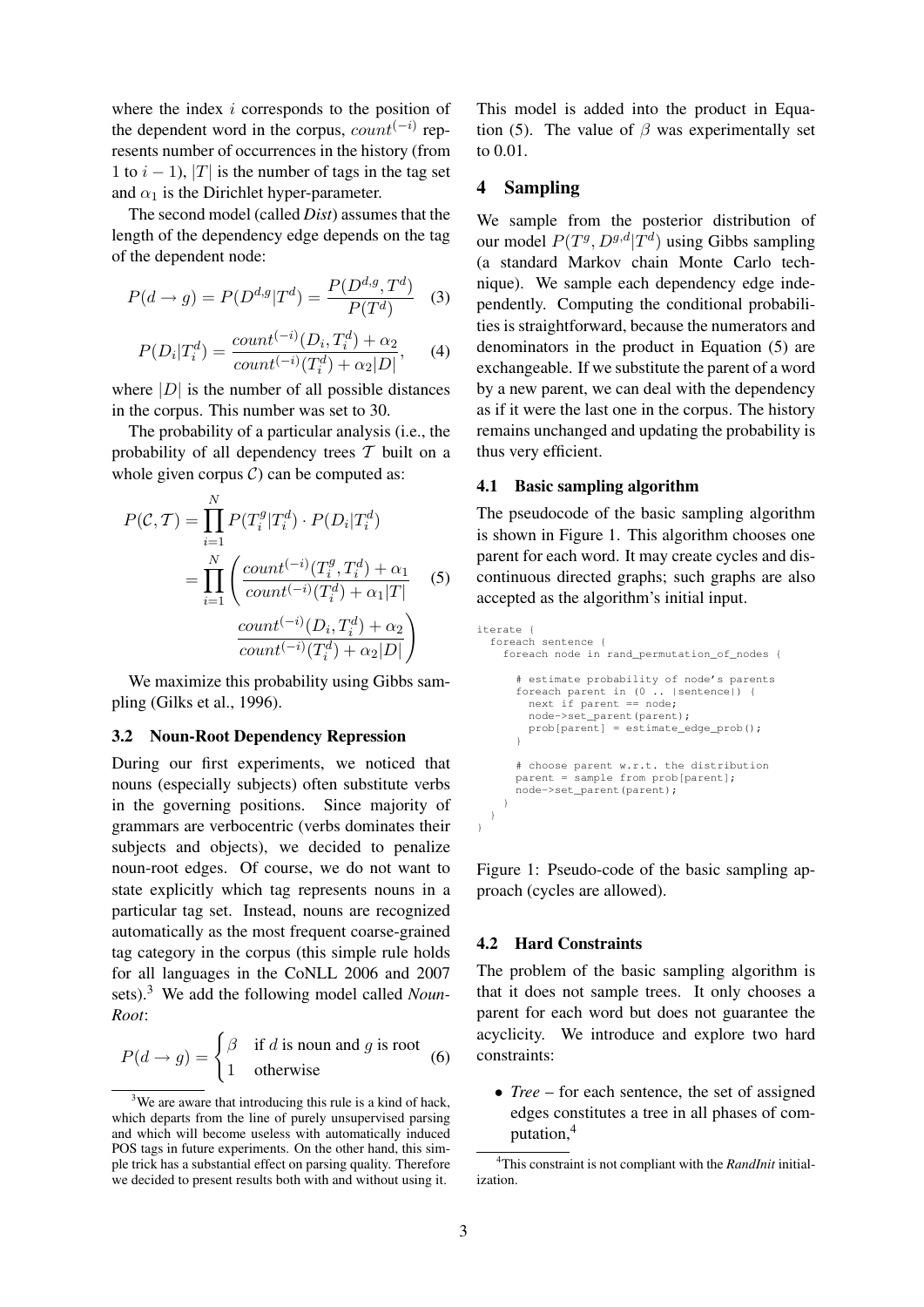where the index $i$ corresponds to the position of the dependent word in the corpus, $count^{(-i)}$ represents number of occurrences in the history (from 1 to $i-1$), $|T|$ is the number of tags in the tag set and $\alpha_1$ is the Dirichlet hyper-parameter.

The second model (called ***Dist***) assumes that the length of the dependency edge depends on the tag of the dependent node:

$$P(d \rightarrow g) = P(D^{d,g}|T^d) = \frac{P(D^{d,g}, T^d)}{P(T^d)} \quad (3)$$

$$P(D_i|T_i^d) = \frac{count^{(-i)}(D_i, T_i^d) + \alpha_2}{count^{(-i)}(T_i^d) + \alpha_2|D|}, \quad (4)$$

where $|D|$ is the number of all possible distances in the corpus. This number was set to 30.

The probability of a particular analysis (i.e., the probability of all dependency trees $\mathcal{T}$ built on a whole given corpus $\mathcal{C}$) can be computed as:

$$\begin{aligned} P(\mathcal{C}, \mathcal{T}) &= \prod_{i=1}^{N} P(T_i^g|T_i^d) \cdot P(D_i|T_i^d) \\ &= \prod_{i=1}^{N} \left( \frac{count^{(-i)}(T_i^g, T_i^d) + \alpha_1}{count^{(-i)}(T_i^d) + \alpha_1|T|} \right. \quad (5) \\ &\qquad \left. \frac{count^{(-i)}(D_i, T_i^d) + \alpha_2}{count^{(-i)}(T_i^d) + \alpha_2|D|} \right) \end{aligned}$$

We maximize this probability using Gibbs sampling (Gilks et al., 1996).

### 3.2 Noun-Root Dependency Repression

During our first experiments, we noticed that nouns (especially subjects) often substitute verbs in the governing positions. Since majority of grammars are verbocentric (verbs dominates their subjects and objects), we decided to penalize noun-root edges. Of course, we do not want to state explicitly which tag represents nouns in a particular tag set. Instead, nouns are recognized automatically as the most frequent coarse-grained tag category in the corpus (this simple rule holds for all languages in the CoNLL 2006 and 2007 sets).[3] We add the following model called *Noun-Root*:

$$P(d \rightarrow g) = \begin{cases} \beta & \text{if } d \text{ is noun and } g \text{ is root} \\ 1 & \text{otherwise} \end{cases} \quad (6)$$

[3]We are aware that introducing this rule is a kind of hack, which departs from the line of purely unsupervised parsing and which will become useless with automatically induced POS tags in future experiments. On the other hand, this simple trick has a substantial effect on parsing quality. Therefore we decided to present results both with and without using it.

This model is added into the product in Equation (5). The value of $\beta$ was experimentally set to 0.01.

## 4 Sampling

We sample from the posterior distribution of our model $P(T^g, D^{g,d}|T^d)$ using Gibbs sampling (a standard Markov chain Monte Carlo technique). We sample each dependency edge independently. Computing the conditional probabilities is straightforward, because the numerators and denominators in the product in Equation (5) are exchangeable. If we substitute the parent of a word by a new parent, we can deal with the dependency as if it were the last one in the corpus. The history remains unchanged and updating the probability is thus very efficient.

### 4.1 Basic sampling algorithm

The pseudocode of the basic sampling algorithm is shown in Figure 1. This algorithm chooses one parent for each word. It may create cycles and discontinuous directed graphs; such graphs are also accepted as the algorithm's initial input.

```
iterate {
  foreach sentence {
    foreach node in rand_permutation_of_nodes {

      # estimate probability of node's parents
      foreach parent in (0 .. |sentence|) {
        next if parent == node;
        node->set_parent(parent);
        prob[parent] = estimate_edge_prob();
      }

      # choose parent w.r.t. the distribution
      parent = sample from prob[parent];
      node->set_parent(parent);
    }
  }
}
```

Figure 1: Pseudo-code of the basic sampling approach (cycles are allowed).

### 4.2 Hard Constraints

The problem of the basic sampling algorithm is that it does not sample trees. It only chooses a parent for each word but does not guarantee the acyclicity. We introduce and explore two hard constraints:

- *Tree* – for each sentence, the set of assigned edges constitutes a tree in all phases of computation,[4]

[4]This constraint is not compliant with the *RandInit* initialization.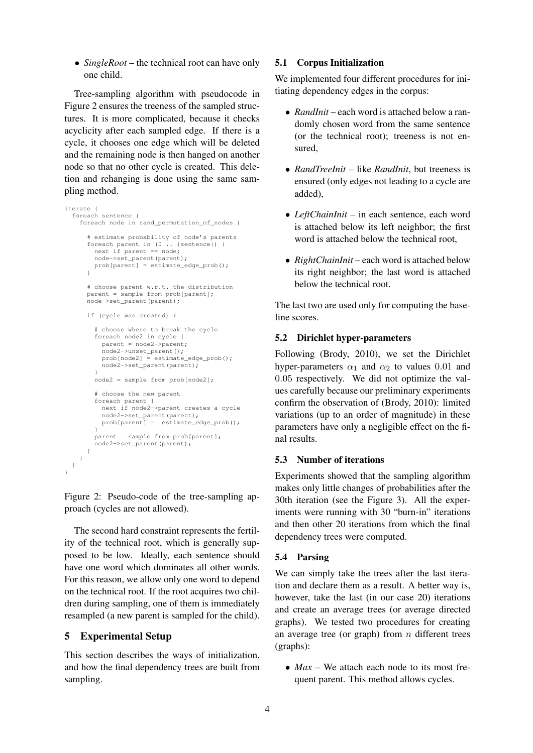- *SingleRoot* – the technical root can have only one child.

Tree-sampling algorithm with pseudocode in Figure 2 ensures the treeness of the sampled structures. It is more complicated, because it checks acyclicity after each sampled edge. If there is a cycle, it chooses one edge which will be deleted and the remaining node is then hanged on another node so that no other cycle is created. This deletion and rehanging is done using the same sampling method.

```
iterate {
  foreach sentence {
    foreach node in rand_permutation_of_nodes {

      # estimate probability of node's parents
      foreach parent in (0 .. |sentence|) {
        next if parent == node;
        node->set_parent(parent);
        prob[parent] = estimate_edge_prob();
      }

      # choose parent w.r.t. the distribution
      parent = sample from prob[parent];
      node->set_parent(parent);

      if (cycle was created) {

        # choose where to break the cycle
        foreach node2 in cycle {
          parent = node2->parent;
          node2->unset_parent();
          prob[node2] = estimate_edge_prob();
          node2->set_parent(parent);
        }
        node2 = sample from prob[node2];

        # choose the new parent
        foreach parent {
          next if node2->parent creates a cycle
          node2->set_parent(parent);
          prob[parent] =  estimate_edge_prob();
        }
        parent = sample from prob[parent];
        node2->set_parent(parent);
      }
    }
  }
}
```

Figure 2: Pseudo-code of the tree-sampling approach (cycles are not allowed).

The second hard constraint represents the fertility of the technical root, which is generally supposed to be low. Ideally, each sentence should have one word which dominates all other words. For this reason, we allow only one word to depend on the technical root. If the root acquires two children during sampling, one of them is immediately resampled (a new parent is sampled for the child).

## 5 Experimental Setup

This section describes the ways of initialization, and how the final dependency trees are built from sampling.

### 5.1 Corpus Initialization

We implemented four different procedures for initiating dependency edges in the corpus:

- *RandInit* – each word is attached below a randomly chosen word from the same sentence (or the technical root); treeness is not ensured,
- *RandTreeInit* – like *RandInit*, but treeness is ensured (only edges not leading to a cycle are added),
- *LeftChainInit* – in each sentence, each word is attached below its left neighbor; the first word is attached below the technical root,
- *RightChainInit* – each word is attached below its right neighbor; the last word is attached below the technical root.

The last two are used only for computing the baseline scores.

### 5.2 Dirichlet hyper-parameters

Following (Brody, 2010), we set the Dirichlet hyper-parameters $\alpha_1$ and $\alpha_2$ to values $0.01$ and $0.05$ respectively. We did not optimize the values carefully because our preliminary experiments confirm the observation of (Brody, 2010): limited variations (up to an order of magnitude) in these parameters have only a negligible effect on the final results.

### 5.3 Number of iterations

Experiments showed that the sampling algorithm makes only little changes of probabilities after the 30th iteration (see the Figure 3). All the experiments were running with 30 "burn-in" iterations and then other 20 iterations from which the final dependency trees were computed.

### 5.4 Parsing

We can simply take the trees after the last iteration and declare them as a result. A better way is, however, take the last (in our case 20) iterations and create an average trees (or average directed graphs). We tested two procedures for creating an average tree (or graph) from $n$ different trees (graphs):

- *Max* – We attach each node to its most frequent parent. This method allows cycles.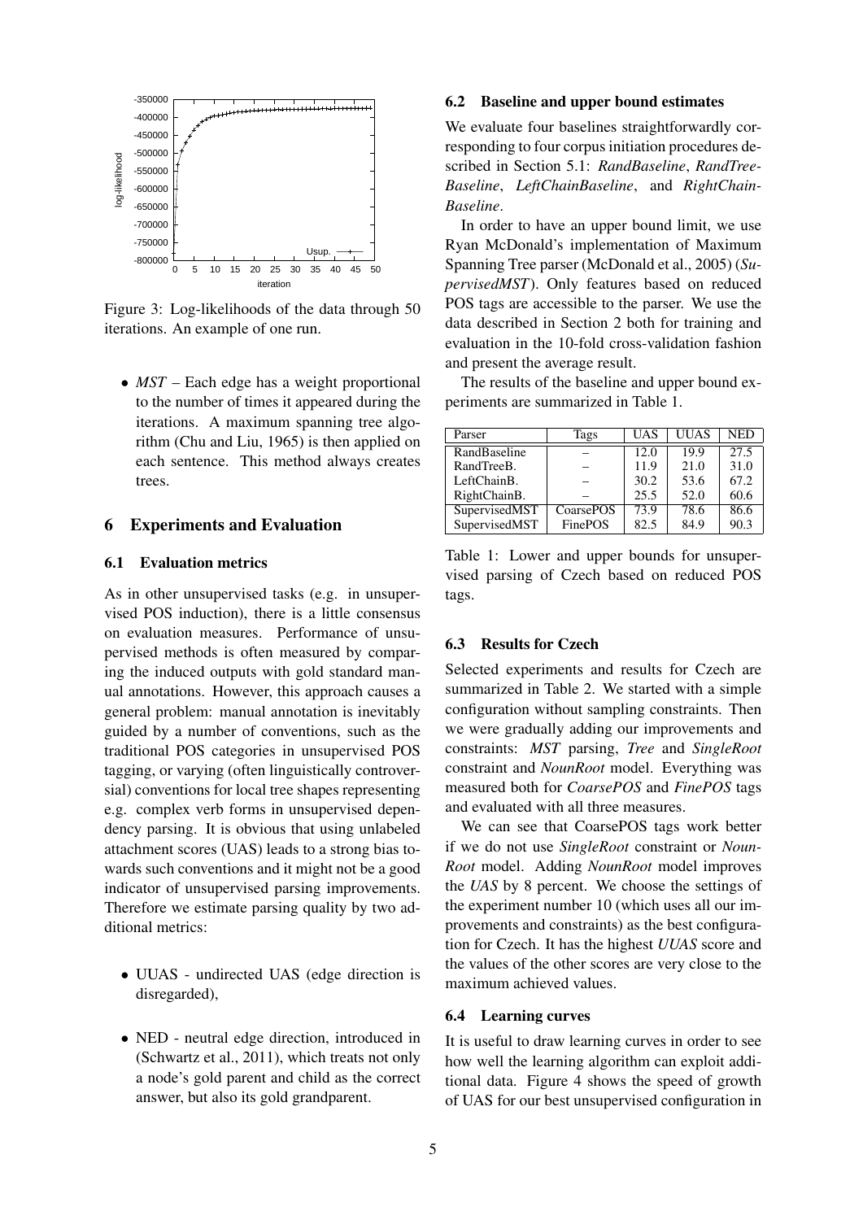Figure 3: Log-likelihoods of the data through 50 iterations. An example of one run.

- *MST* – Each edge has a weight proportional to the number of times it appeared during the iterations. A maximum spanning tree algorithm (Chu and Liu, 1965) is then applied on each sentence. This method always creates trees.

# 6 Experiments and Evaluation

## 6.1 Evaluation metrics

As in other unsupervised tasks (e.g. in unsupervised POS induction), there is a little consensus on evaluation measures. Performance of unsupervised methods is often measured by comparing the induced outputs with gold standard manual annotations. However, this approach causes a general problem: manual annotation is inevitably guided by a number of conventions, such as the traditional POS categories in unsupervised POS tagging, or varying (often linguistically controversial) conventions for local tree shapes representing e.g. complex verb forms in unsupervised dependency parsing. It is obvious that using unlabeled attachment scores (UAS) leads to a strong bias towards such conventions and it might not be a good indicator of unsupervised parsing improvements. Therefore we estimate parsing quality by two additional metrics:

- UUAS - undirected UAS (edge direction is disregarded),
- NED - neutral edge direction, introduced in (Schwartz et al., 2011), which treats not only a node's gold parent and child as the correct answer, but also its gold grandparent.

## 6.2 Baseline and upper bound estimates

We evaluate four baselines straightforwardly corresponding to four corpus initiation procedures described in Section 5.1: *RandBaseline*, *RandTree-Baseline*, *LeftChainBaseline*, and *RightChain-Baseline*.

In order to have an upper bound limit, we use Ryan McDonald's implementation of Maximum Spanning Tree parser (McDonald et al., 2005) (*SupervisedMST*). Only features based on reduced POS tags are accessible to the parser. We use the data described in Section 2 both for training and evaluation in the 10-fold cross-validation fashion and present the average result.

The results of the baseline and upper bound experiments are summarized in Table 1.

| Parser | Tags | UAS | UUAS | NED |
|---|---|---|---|---|
| RandBaseline | – | 12.0 | 19.9 | 27.5 |
| RandTreeB. | – | 11.9 | 21.0 | 31.0 |
| LeftChainB. | – | 30.2 | 53.6 | 67.2 |
| RightChainB. | – | 25.5 | 52.0 | 60.6 |
| SupervisedMST | CoarsePOS | 73.9 | 78.6 | 86.6 |
| SupervisedMST | FinePOS | 82.5 | 84.9 | 90.3 |

Table 1: Lower and upper bounds for unsupervised parsing of Czech based on reduced POS tags.

## 6.3 Results for Czech

Selected experiments and results for Czech are summarized in Table 2. We started with a simple configuration without sampling constraints. Then we were gradually adding our improvements and constraints: *MST* parsing, *Tree* and *SingleRoot* constraint and *NounRoot* model. Everything was measured both for *CoarsePOS* and *FinePOS* tags and evaluated with all three measures.

We can see that CoarsePOS tags work better if we do not use *SingleRoot* constraint or *NounRoot* model. Adding *NounRoot* model improves the *UAS* by 8 percent. We choose the settings of the experiment number 10 (which uses all our improvements and constraints) as the best configuration for Czech. It has the highest *UUAS* score and the values of the other scores are very close to the maximum achieved values.

## 6.4 Learning curves

It is useful to draw learning curves in order to see how well the learning algorithm can exploit additional data. Figure 4 shows the speed of growth of UAS for our best unsupervised configuration in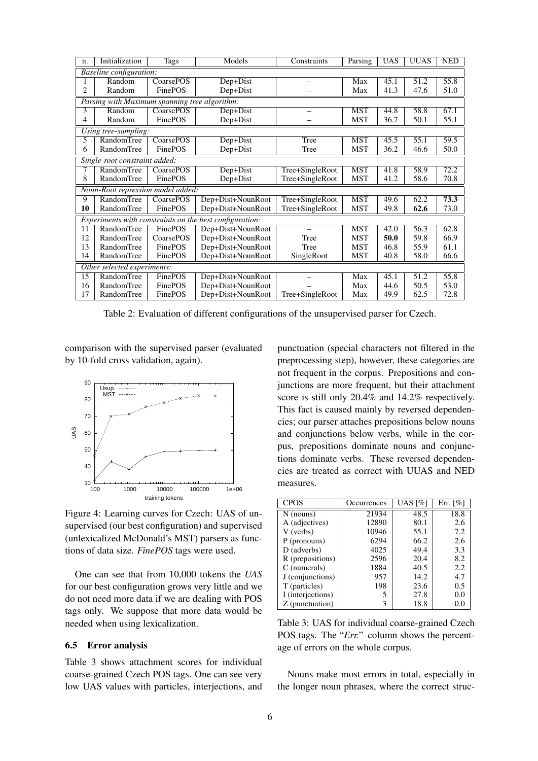| n. | Initialization | Tags | Models | Constraints | Parsing | UAS | UUAS | NED |
|---|---|---|---|---|---|---|---|---|
| *Baseline configuration:* | | | | | | | | |
| 1 | Random | CoarsePOS | Dep+Dist | – | Max | 45.1 | 51.2 | 55.8 |
| 2 | Random | FinePOS | Dep+Dist | – | Max | 41.3 | 47.6 | 51.0 |
| *Parsing with Maximum spanning tree algorithm:* | | | | | | | | |
| 3 | Random | CoarsePOS | Dep+Dist | – | MST | 44.8 | 58.8 | 67.1 |
| 4 | Random | FinePOS | Dep+Dist | – | MST | 36.7 | 50.1 | 55.1 |
| *Using tree-sampling:* | | | | | | | | |
| 5 | RandomTree | CoarsePOS | Dep+Dist | Tree | MST | 45.5 | 55.1 | 59.5 |
| 6 | RandomTree | FinePOS | Dep+Dist | Tree | MST | 36.2 | 46.6 | 50.0 |
| *Single-root constraint added:* | | | | | | | | |
| 7 | RandomTree | CoarsePOS | Dep+Dist | Tree+SingleRoot | MST | 41.8 | 58.9 | 72.2 |
| 8 | RandomTree | FinePOS | Dep+Dist | Tree+SingleRoot | MST | 41.2 | 58.6 | 70.8 |
| *Noun-Root repression model added:* | | | | | | | | |
| 9 | RandomTree | CoarsePOS | Dep+Dist+NounRoot | Tree+SingleRoot | MST | 49.6 | 62.2 | **73.3** |
| **10** | RandomTree | FinePOS | Dep+Dist+NounRoot | Tree+SingleRoot | MST | 49.8 | **62.6** | 73.0 |
| *Experiments with constraints on the best configuration:* | | | | | | | | |
| 11 | RandomTree | FinePOS | Dep+Dist+NounRoot | – | MST | 42.0 | 56.3 | 62.8 |
| 12 | RandomTree | CoarsePOS | Dep+Dist+NounRoot | Tree | MST | **50.0** | 59.8 | 66.9 |
| 13 | RandomTree | FinePOS | Dep+Dist+NounRoot | Tree | MST | 46.8 | 55.9 | 61.1 |
| 14 | RandomTree | FinePOS | Dep+Dist+NounRoot | SingleRoot | MST | 40.8 | 58.0 | 66.6 |
| *Other selected experiments:* | | | | | | | | |
| 15 | RandomTree | FinePOS | Dep+Dist+NounRoot | – | Max | 45.1 | 51.2 | 55.8 |
| 16 | RandomTree | FinePOS | Dep+Dist+NounRoot | – | Max | 44.6 | 50.5 | 53.0 |
| 17 | RandomTree | FinePOS | Dep+Dist+NounRoot | Tree+SingleRoot | Max | 49.9 | 62.5 | 72.8 |

Table 2: Evaluation of different configurations of the unsupervised parser for Czech.

comparison with the supervised parser (evaluated by 10-fold cross validation, again).

Figure 4: Learning curves for Czech: UAS of unsupervised (our best configuration) and supervised (unlexicalized McDonald's MST) parsers as functions of data size. *FinePOS* tags were used.

One can see that from 10,000 tokens the *UAS* for our best configuration grows very little and we do not need more data if we are dealing with POS tags only. We suppose that more data would be needed when using lexicalization.

### 6.5 Error analysis

Table 3 shows attachment scores for individual coarse-grained Czech POS tags. One can see very low UAS values with particles, interjections, and punctuation (special characters not filtered in the preprocessing step), however, these categories are not frequent in the corpus. Prepositions and conjunctions are more frequent, but their attachment score is still only 20.4% and 14.2% respectively. This fact is caused mainly by reversed dependencies; our parser attaches prepositions below nouns and conjunctions below verbs, while in the corpus, prepositions dominate nouns and conjunctions dominate verbs. These reversed dependencies are treated as correct with UUAS and NED measures.

| CPOS | Occurrences | UAS [%] | Err. [%] |
|---|---|---|---|
| N (nouns) | 21934 | 48.5 | 18.8 |
| A (adjectives) | 12890 | 80.1 | 2.6 |
| V (verbs) | 10946 | 55.1 | 7.2 |
| P (pronouns) | 6294 | 66.2 | 2.6 |
| D (adverbs) | 4025 | 49.4 | 3.3 |
| R (prepositions) | 2596 | 20.4 | 8.2 |
| C (numerals) | 1884 | 40.5 | 2.2 |
| J (conjunctions) | 957 | 14.2 | 4.7 |
| T (particles) | 198 | 23.6 | 0.5 |
| I (interjections) | 5 | 27.8 | 0.0 |
| Z (punctuation) | 3 | 18.8 | 0.0 |

Table 3: UAS for individual coarse-grained Czech POS tags. The "*Err.*" column shows the percentage of errors on the whole corpus.

Nouns make most errors in total, especially in the longer noun phrases, where the correct struc-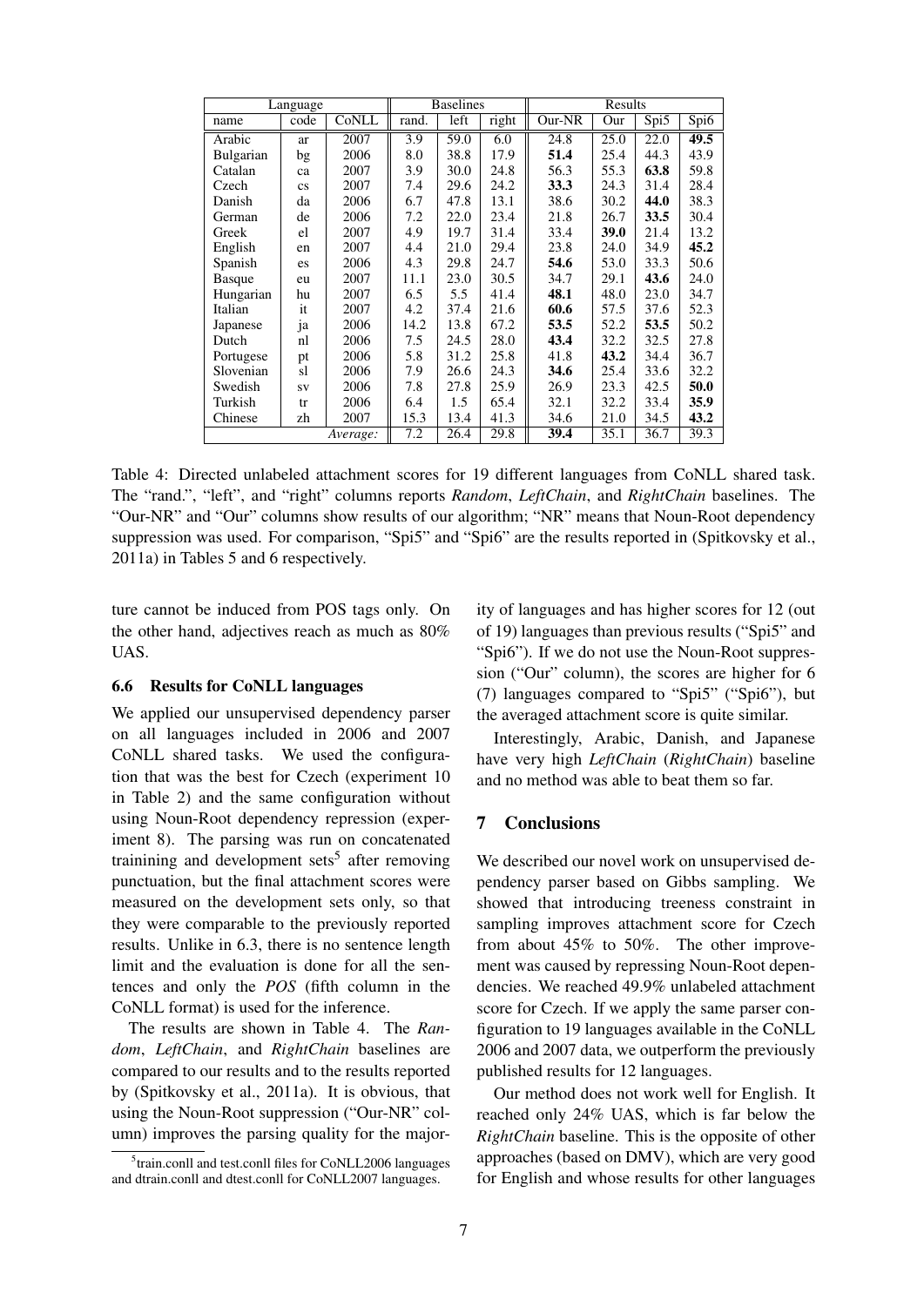| Language | | | Baselines | | | Results | | | |
|---|---|---|---|---|---|---|---|---|---|
| name | code | CoNLL | rand. | left | right | Our-NR | Our | Spi5 | Spi6 |
| Arabic | ar | 2007 | 3.9 | 59.0 | 6.0 | 24.8 | 25.0 | 22.0 | **49.5** |
| Bulgarian | bg | 2006 | 8.0 | 38.8 | 17.9 | **51.4** | 25.4 | 44.3 | 43.9 |
| Catalan | ca | 2007 | 3.9 | 30.0 | 24.8 | 56.3 | 55.3 | **63.8** | 59.8 |
| Czech | cs | 2007 | 7.4 | 29.6 | 24.2 | **33.3** | 24.3 | 31.4 | 28.4 |
| Danish | da | 2006 | 6.7 | 47.8 | 13.1 | 38.6 | 30.2 | **44.0** | 38.3 |
| German | de | 2006 | 7.2 | 22.0 | 23.4 | 21.8 | 26.7 | **33.5** | 30.4 |
| Greek | el | 2007 | 4.9 | 19.7 | 31.4 | 33.4 | **39.0** | 21.4 | 13.2 |
| English | en | 2007 | 4.4 | 21.0 | 29.4 | 23.8 | 24.0 | 34.9 | **45.2** |
| Spanish | es | 2006 | 4.3 | 29.8 | 24.7 | **54.6** | 53.0 | 33.3 | 50.6 |
| Basque | eu | 2007 | 11.1 | 23.0 | 30.5 | 34.7 | 29.1 | **43.6** | 24.0 |
| Hungarian | hu | 2007 | 6.5 | 5.5 | 41.4 | **48.1** | 48.0 | 23.0 | 34.7 |
| Italian | it | 2007 | 4.2 | 37.4 | 21.6 | **60.6** | 57.5 | 37.6 | 52.3 |
| Japanese | ja | 2006 | 14.2 | 13.8 | 67.2 | **53.5** | 52.2 | **53.5** | 50.2 |
| Dutch | nl | 2006 | 7.5 | 24.5 | 28.0 | **43.4** | 32.2 | 32.5 | 27.8 |
| Portugese | pt | 2006 | 5.8 | 31.2 | 25.8 | 41.8 | **43.2** | 34.4 | 36.7 |
| Slovenian | sl | 2006 | 7.9 | 26.6 | 24.3 | **34.6** | 25.4 | 33.6 | 32.2 |
| Swedish | sv | 2006 | 7.8 | 27.8 | 25.9 | 26.9 | 23.3 | 42.5 | **50.0** |
| Turkish | tr | 2006 | 6.4 | 1.5 | 65.4 | 32.1 | 32.2 | 33.4 | **35.9** |
| Chinese | zh | 2007 | 15.3 | 13.4 | 41.3 | 34.6 | 21.0 | 34.5 | **43.2** |
| | | *Average:* | 7.2 | 26.4 | 29.8 | **39.4** | 35.1 | 36.7 | 39.3 |

Table 4: Directed unlabeled attachment scores for 19 different languages from CoNLL shared task. The "rand.", "left", and "right" columns reports *Random*, *LeftChain*, and *RightChain* baselines. The "Our-NR" and "Our" columns show results of our algorithm; "NR" means that Noun-Root dependency suppression was used. For comparison, "Spi5" and "Spi6" are the results reported in (Spitkovsky et al., 2011a) in Tables 5 and 6 respectively.

ture cannot be induced from POS tags only. On the other hand, adjectives reach as much as 80% UAS.

### 6.6 Results for CoNLL languages

We applied our unsupervised dependency parser on all languages included in 2006 and 2007 CoNLL shared tasks. We used the configuration that was the best for Czech (experiment 10 in Table 2) and the same configuration without using Noun-Root dependency repression (experiment 8). The parsing was run on concatenated trainining and development sets[5] after removing punctuation, but the final attachment scores were measured on the development sets only, so that they were comparable to the previously reported results. Unlike in 6.3, there is no sentence length limit and the evaluation is done for all the sentences and only the *POS* (fifth column in the CoNLL format) is used for the inference.

The results are shown in Table 4. The *Random*, *LeftChain*, and *RightChain* baselines are compared to our results and to the results reported by (Spitkovsky et al., 2011a). It is obvious, that using the Noun-Root suppression ("Our-NR" column) improves the parsing quality for the majority of languages and has higher scores for 12 (out of 19) languages than previous results ("Spi5" and "Spi6"). If we do not use the Noun-Root suppression ("Our" column), the scores are higher for 6 (7) languages compared to "Spi5" ("Spi6"), but the averaged attachment score is quite similar.

Interestingly, Arabic, Danish, and Japanese have very high *LeftChain* (*RightChain*) baseline and no method was able to beat them so far.

[5] train.conll and test.conll files for CoNLL2006 languages and dtrain.conll and dtest.conll for CoNLL2007 languages.

## 7 Conclusions

We described our novel work on unsupervised dependency parser based on Gibbs sampling. We showed that introducing treeness constraint in sampling improves attachment score for Czech from about 45% to 50%. The other improvement was caused by repressing Noun-Root dependencies. We reached 49.9% unlabeled attachment score for Czech. If we apply the same parser configuration to 19 languages available in the CoNLL 2006 and 2007 data, we outperform the previously published results for 12 languages.

Our method does not work well for English. It reached only 24% UAS, which is far below the *RightChain* baseline. This is the opposite of other approaches (based on DMV), which are very good for English and whose results for other languages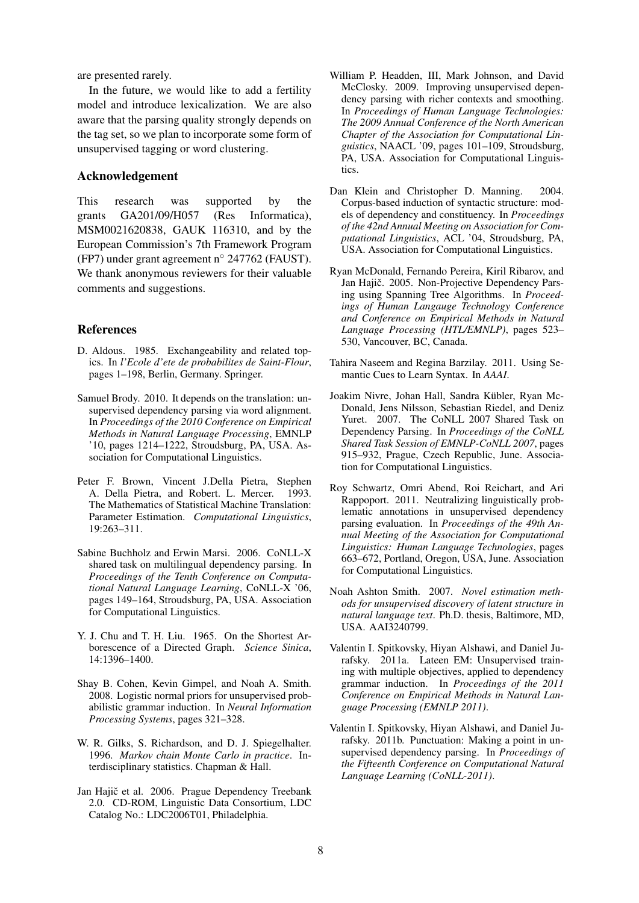are presented rarely.

In the future, we would like to add a fertility model and introduce lexicalization. We are also aware that the parsing quality strongly depends on the tag set, so we plan to incorporate some form of unsupervised tagging or word clustering.

## Acknowledgement

This research was supported by the grants GA201/09/H057 (Res Informatica), MSM0021620838, GAUK 116310, and by the European Commission's 7th Framework Program (FP7) under grant agreement n° 247762 (FAUST). We thank anonymous reviewers for their valuable comments and suggestions.

## References

D. Aldous. 1985. Exchangeability and related topics. In *l'Ecole d'ete de probabilites de Saint-Flour*, pages 1–198, Berlin, Germany. Springer.

Samuel Brody. 2010. It depends on the translation: unsupervised dependency parsing via word alignment. In *Proceedings of the 2010 Conference on Empirical Methods in Natural Language Processing*, EMNLP '10, pages 1214–1222, Stroudsburg, PA, USA. Association for Computational Linguistics.

Peter F. Brown, Vincent J.Della Pietra, Stephen A. Della Pietra, and Robert. L. Mercer. 1993. The Mathematics of Statistical Machine Translation: Parameter Estimation. *Computational Linguistics*, 19:263–311.

Sabine Buchholz and Erwin Marsi. 2006. CoNLL-X shared task on multilingual dependency parsing. In *Proceedings of the Tenth Conference on Computational Natural Language Learning*, CoNLL-X '06, pages 149–164, Stroudsburg, PA, USA. Association for Computational Linguistics.

Y. J. Chu and T. H. Liu. 1965. On the Shortest Arborescence of a Directed Graph. *Science Sinica*, 14:1396–1400.

Shay B. Cohen, Kevin Gimpel, and Noah A. Smith. 2008. Logistic normal priors for unsupervised probabilistic grammar induction. In *Neural Information Processing Systems*, pages 321–328.

W. R. Gilks, S. Richardson, and D. J. Spiegelhalter. 1996. *Markov chain Monte Carlo in practice*. Interdisciplinary statistics. Chapman & Hall.

Jan Hajič et al. 2006. Prague Dependency Treebank 2.0. CD-ROM, Linguistic Data Consortium, LDC Catalog No.: LDC2006T01, Philadelphia.

William P. Headden, III, Mark Johnson, and David McClosky. 2009. Improving unsupervised dependency parsing with richer contexts and smoothing. In *Proceedings of Human Language Technologies: The 2009 Annual Conference of the North American Chapter of the Association for Computational Linguistics*, NAACL '09, pages 101–109, Stroudsburg, PA, USA. Association for Computational Linguistics.

Dan Klein and Christopher D. Manning. 2004. Corpus-based induction of syntactic structure: models of dependency and constituency. In *Proceedings of the 42nd Annual Meeting on Association for Computational Linguistics*, ACL '04, Stroudsburg, PA, USA. Association for Computational Linguistics.

Ryan McDonald, Fernando Pereira, Kiril Ribarov, and Jan Hajič. 2005. Non-Projective Dependency Parsing using Spanning Tree Algorithms. In *Proceedings of Human Langauge Technology Conference and Conference on Empirical Methods in Natural Language Processing (HTL/EMNLP)*, pages 523–530, Vancouver, BC, Canada.

Tahira Naseem and Regina Barzilay. 2011. Using Semantic Cues to Learn Syntax. In *AAAI*.

Joakim Nivre, Johan Hall, Sandra Kübler, Ryan McDonald, Jens Nilsson, Sebastian Riedel, and Deniz Yuret. 2007. The CoNLL 2007 Shared Task on Dependency Parsing. In *Proceedings of the CoNLL Shared Task Session of EMNLP-CoNLL 2007*, pages 915–932, Prague, Czech Republic, June. Association for Computational Linguistics.

Roy Schwartz, Omri Abend, Roi Reichart, and Ari Rappoport. 2011. Neutralizing linguistically problematic annotations in unsupervised dependency parsing evaluation. In *Proceedings of the 49th Annual Meeting of the Association for Computational Linguistics: Human Language Technologies*, pages 663–672, Portland, Oregon, USA, June. Association for Computational Linguistics.

Noah Ashton Smith. 2007. *Novel estimation methods for unsupervised discovery of latent structure in natural language text*. Ph.D. thesis, Baltimore, MD, USA. AAI3240799.

Valentin I. Spitkovsky, Hiyan Alshawi, and Daniel Jurafsky. 2011a. Lateen EM: Unsupervised training with multiple objectives, applied to dependency grammar induction. In *Proceedings of the 2011 Conference on Empirical Methods in Natural Language Processing (EMNLP 2011)*.

Valentin I. Spitkovsky, Hiyan Alshawi, and Daniel Jurafsky. 2011b. Punctuation: Making a point in unsupervised dependency parsing. In *Proceedings of the Fifteenth Conference on Computational Natural Language Learning (CoNLL-2011)*.